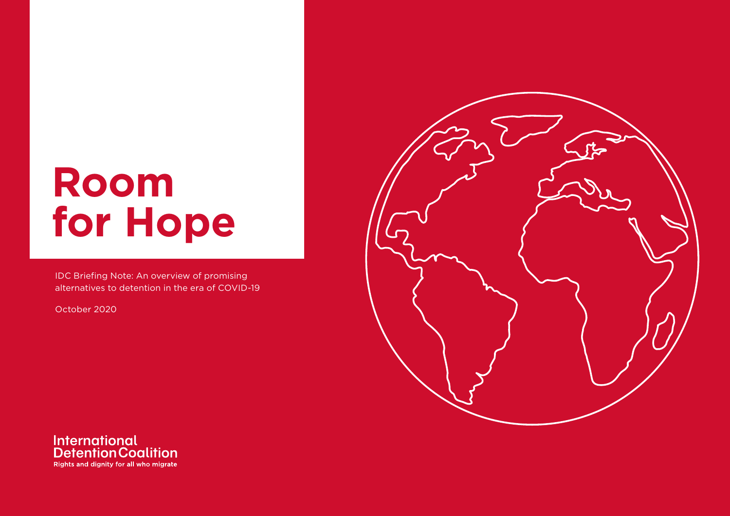# Room for Hope

IDC Briefing Note: An overview of promising alternatives to detention in the era of COVID-19

October 2020

International Detention Coalition

Rights and dignity for all who migrate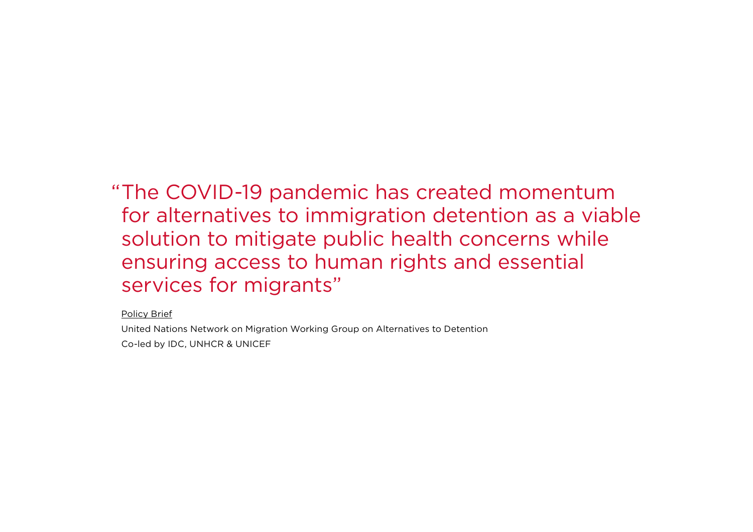> "The COVID-19 pandemic has created momentum for alternatives to immigration detention as a viable solution to mitigate public health concerns while ensuring access to human rights and essential services for migrants"

Policy Brief

United Nations Network on Migration Working Group on Alternatives to Detention

Co-led by IDC, UNHCR & UNICEF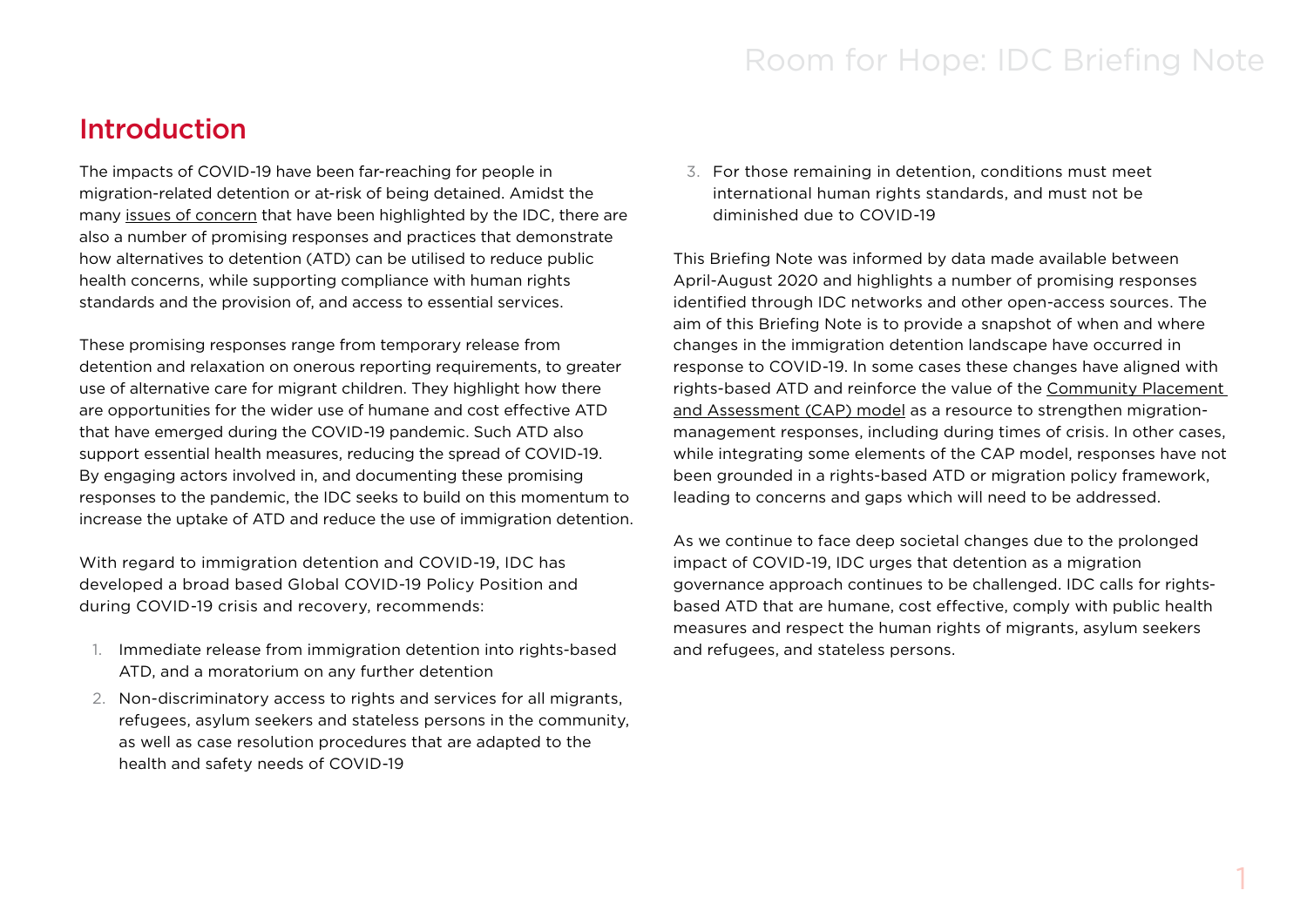## Introduction

The impacts of COVID-19 have been far-reaching for people in migration-related detention or at-risk of being detained. Amidst the many issues of concern that have been highlighted by the IDC, there are also a number of promising responses and practices that demonstrate how alternatives to detention (ATD) can be utilised to reduce public health concerns, while supporting compliance with human rights standards and the provision of, and access to essential services.

These promising responses range from temporary release from detention and relaxation on onerous reporting requirements, to greater use of alternative care for migrant children. They highlight how there are opportunities for the wider use of humane and cost effective ATD that have emerged during the COVID-19 pandemic. Such ATD also support essential health measures, reducing the spread of COVID-19. By engaging actors involved in, and documenting these promising responses to the pandemic, the IDC seeks to build on this momentum to increase the uptake of ATD and reduce the use of immigration detention.

With regard to immigration detention and COVID-19, IDC has developed a broad based Global COVID-19 Policy Position and during COVID-19 crisis and recovery, recommends:

1. Immediate release from immigration detention into rights-based ATD, and a moratorium on any further detention
2. Non-discriminatory access to rights and services for all migrants, refugees, asylum seekers and stateless persons in the community, as well as case resolution procedures that are adapted to the health and safety needs of COVID-19
3. For those remaining in detention, conditions must meet international human rights standards, and must not be diminished due to COVID-19

This Briefing Note was informed by data made available between April-August 2020 and highlights a number of promising responses identified through IDC networks and other open-access sources. The aim of this Briefing Note is to provide a snapshot of when and where changes in the immigration detention landscape have occurred in response to COVID-19. In some cases these changes have aligned with rights-based ATD and reinforce the value of the Community Placement and Assessment (CAP) model as a resource to strengthen migration-management responses, including during times of crisis. In other cases, while integrating some elements of the CAP model, responses have not been grounded in a rights-based ATD or migration policy framework, leading to concerns and gaps which will need to be addressed.

As we continue to face deep societal changes due to the prolonged impact of COVID-19, IDC urges that detention as a migration governance approach continues to be challenged. IDC calls for rights-based ATD that are humane, cost effective, comply with public health measures and respect the human rights of migrants, asylum seekers and refugees, and stateless persons.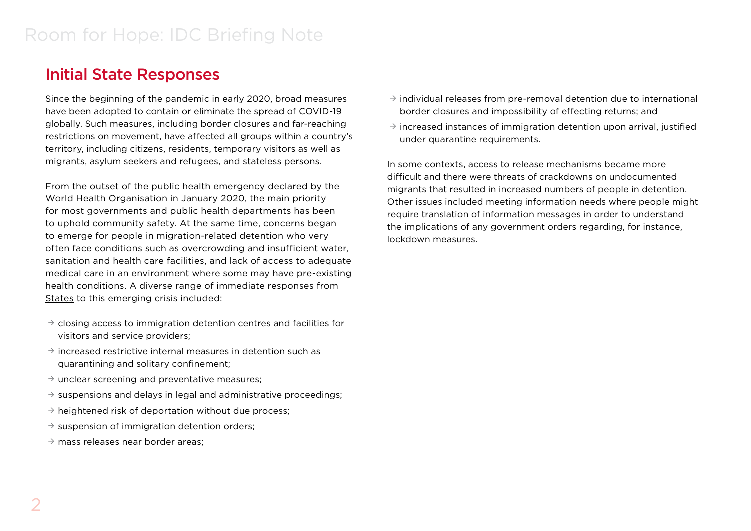## Initial State Responses

Since the beginning of the pandemic in early 2020, broad measures have been adopted to contain or eliminate the spread of COVID-19 globally. Such measures, including border closures and far-reaching restrictions on movement, have affected all groups within a country's territory, including citizens, residents, temporary visitors as well as migrants, asylum seekers and refugees, and stateless persons.

From the outset of the public health emergency declared by the World Health Organisation in January 2020, the main priority for most governments and public health departments has been to uphold community safety. At the same time, concerns began to emerge for people in migration-related detention who very often face conditions such as overcrowding and insufficient water, sanitation and health care facilities, and lack of access to adequate medical care in an environment where some may have pre-existing health conditions. A diverse range of immediate responses from States to this emerging crisis included:

- closing access to immigration detention centres and facilities for visitors and service providers;
- increased restrictive internal measures in detention such as quarantining and solitary confinement;
- unclear screening and preventative measures;
- suspensions and delays in legal and administrative proceedings;
- heightened risk of deportation without due process;
- suspension of immigration detention orders;
- mass releases near border areas;
- individual releases from pre-removal detention due to international border closures and impossibility of effecting returns; and
- increased instances of immigration detention upon arrival, justified under quarantine requirements.

In some contexts, access to release mechanisms became more difficult and there were threats of crackdowns on undocumented migrants that resulted in increased numbers of people in detention. Other issues included meeting information needs where people might require translation of information messages in order to understand the implications of any government orders regarding, for instance, lockdown measures.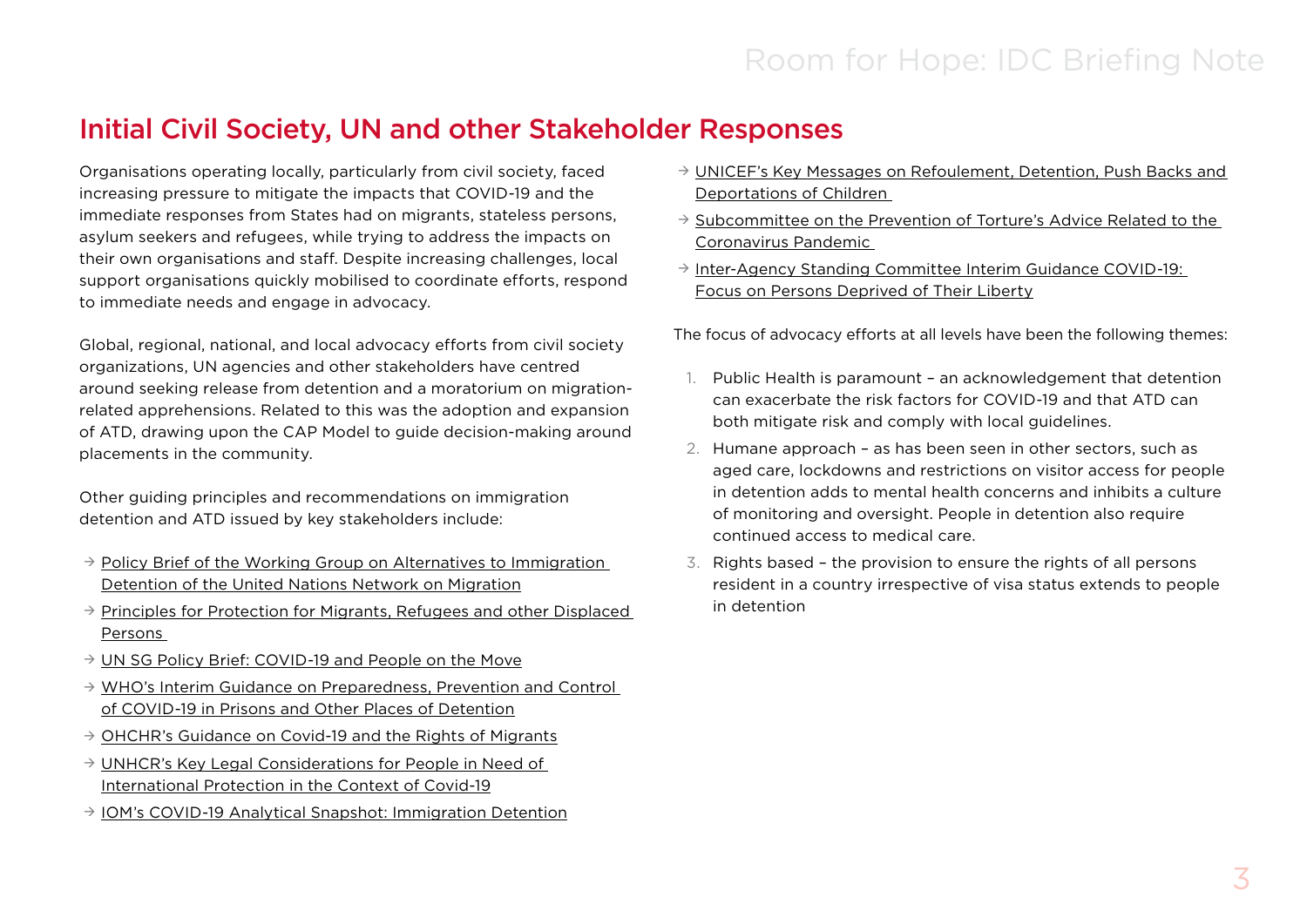## Initial Civil Society, UN and other Stakeholder Responses

Organisations operating locally, particularly from civil society, faced increasing pressure to mitigate the impacts that COVID-19 and the immediate responses from States had on migrants, stateless persons, asylum seekers and refugees, while trying to address the impacts on their own organisations and staff. Despite increasing challenges, local support organisations quickly mobilised to coordinate efforts, respond to immediate needs and engage in advocacy.

Global, regional, national, and local advocacy efforts from civil society organizations, UN agencies and other stakeholders have centred around seeking release from detention and a moratorium on migration-related apprehensions. Related to this was the adoption and expansion of ATD, drawing upon the CAP Model to guide decision-making around placements in the community.

Other guiding principles and recommendations on immigration detention and ATD issued by key stakeholders include:

- → Policy Brief of the Working Group on Alternatives to Immigration Detention of the United Nations Network on Migration
- → Principles for Protection for Migrants, Refugees and other Displaced Persons
- → UN SG Policy Brief: COVID-19 and People on the Move
- → WHO's Interim Guidance on Preparedness, Prevention and Control of COVID-19 in Prisons and Other Places of Detention
- → OHCHR's Guidance on Covid-19 and the Rights of Migrants
- → UNHCR's Key Legal Considerations for People in Need of International Protection in the Context of Covid-19
- → IOM's COVID-19 Analytical Snapshot: Immigration Detention
- → UNICEF's Key Messages on Refoulement, Detention, Push Backs and Deportations of Children
- → Subcommittee on the Prevention of Torture's Advice Related to the Coronavirus Pandemic
- → Inter-Agency Standing Committee Interim Guidance COVID-19: Focus on Persons Deprived of Their Liberty

The focus of advocacy efforts at all levels have been the following themes:

1. Public Health is paramount – an acknowledgement that detention can exacerbate the risk factors for COVID-19 and that ATD can both mitigate risk and comply with local guidelines.
2. Humane approach – as has been seen in other sectors, such as aged care, lockdowns and restrictions on visitor access for people in detention adds to mental health concerns and inhibits a culture of monitoring and oversight. People in detention also require continued access to medical care.
3. Rights based – the provision to ensure the rights of all persons resident in a country irrespective of visa status extends to people in detention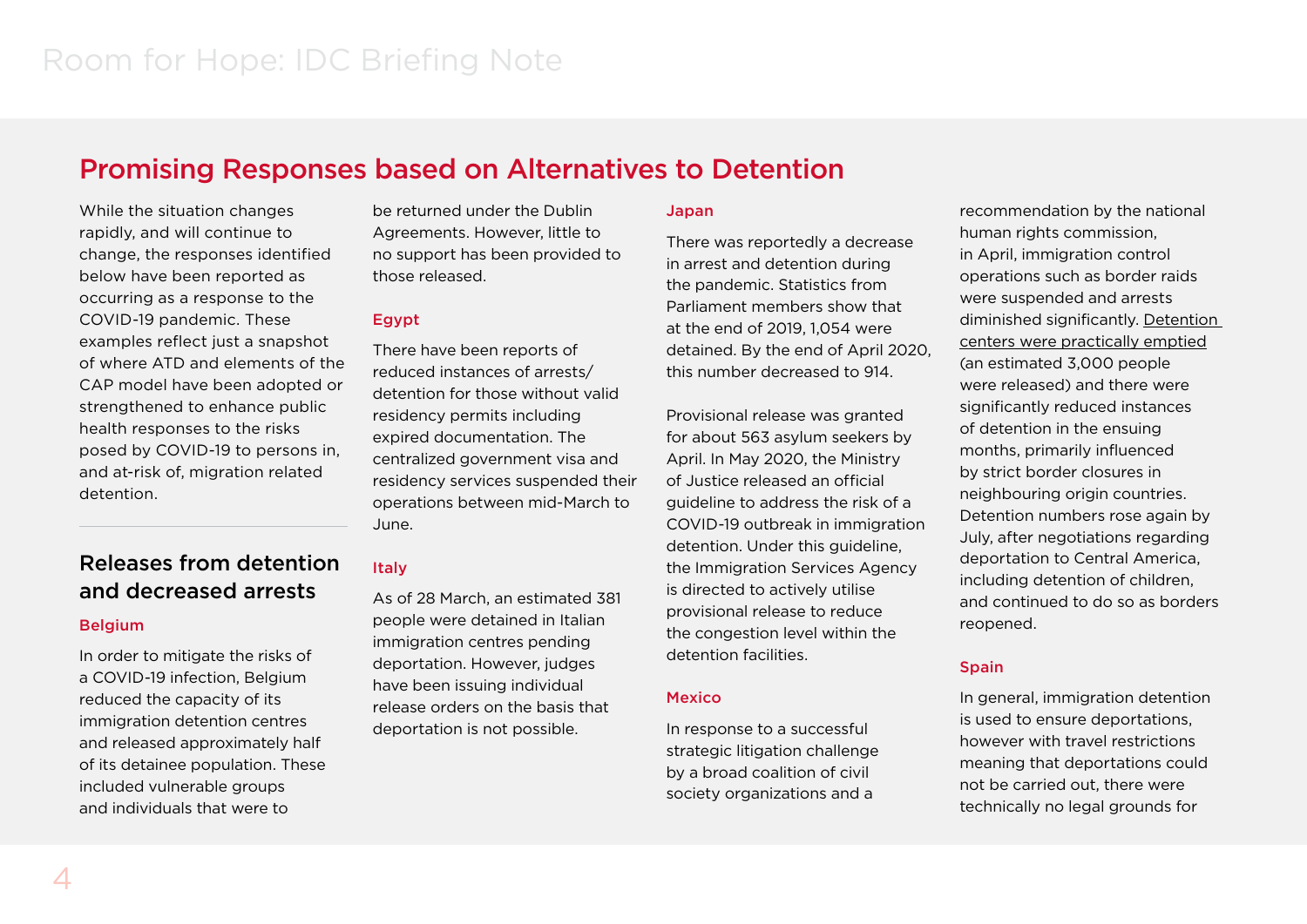## Promising Responses based on Alternatives to Detention

While the situation changes rapidly, and will continue to change, the responses identified below have been reported as occurring as a response to the COVID-19 pandemic. These examples reflect just a snapshot of where ATD and elements of the CAP model have been adopted or strengthened to enhance public health responses to the risks posed by COVID-19 to persons in, and at-risk of, migration related detention.

### Releases from detention and decreased arrests

#### Belgium

In order to mitigate the risks of a COVID-19 infection, Belgium reduced the capacity of its immigration detention centres and released approximately half of its detainee population. These included vulnerable groups and individuals that were to be returned under the Dublin Agreements. However, little to no support has been provided to those released.

#### Egypt

There have been reports of reduced instances of arrests/detention for those without valid residency permits including expired documentation. The centralized government visa and residency services suspended their operations between mid-March to June.

#### Italy

As of 28 March, an estimated 381 people were detained in Italian immigration centres pending deportation. However, judges have been issuing individual release orders on the basis that deportation is not possible.

#### Japan

There was reportedly a decrease in arrest and detention during the pandemic. Statistics from Parliament members show that at the end of 2019, 1,054 were detained. By the end of April 2020, this number decreased to 914.

Provisional release was granted for about 563 asylum seekers by April. In May 2020, the Ministry of Justice released an official guideline to address the risk of a COVID-19 outbreak in immigration detention. Under this guideline, the Immigration Services Agency is directed to actively utilise provisional release to reduce the congestion level within the detention facilities.

#### Mexico

In response to a successful strategic litigation challenge by a broad coalition of civil society organizations and a recommendation by the national human rights commission, in April, immigration control operations such as border raids were suspended and arrests diminished significantly. Detention centers were practically emptied (an estimated 3,000 people were released) and there were significantly reduced instances of detention in the ensuing months, primarily influenced by strict border closures in neighbouring origin countries. Detention numbers rose again by July, after negotiations regarding deportation to Central America, including detention of children, and continued to do so as borders reopened.

#### Spain

In general, immigration detention is used to ensure deportations, however with travel restrictions meaning that deportations could not be carried out, there were technically no legal grounds for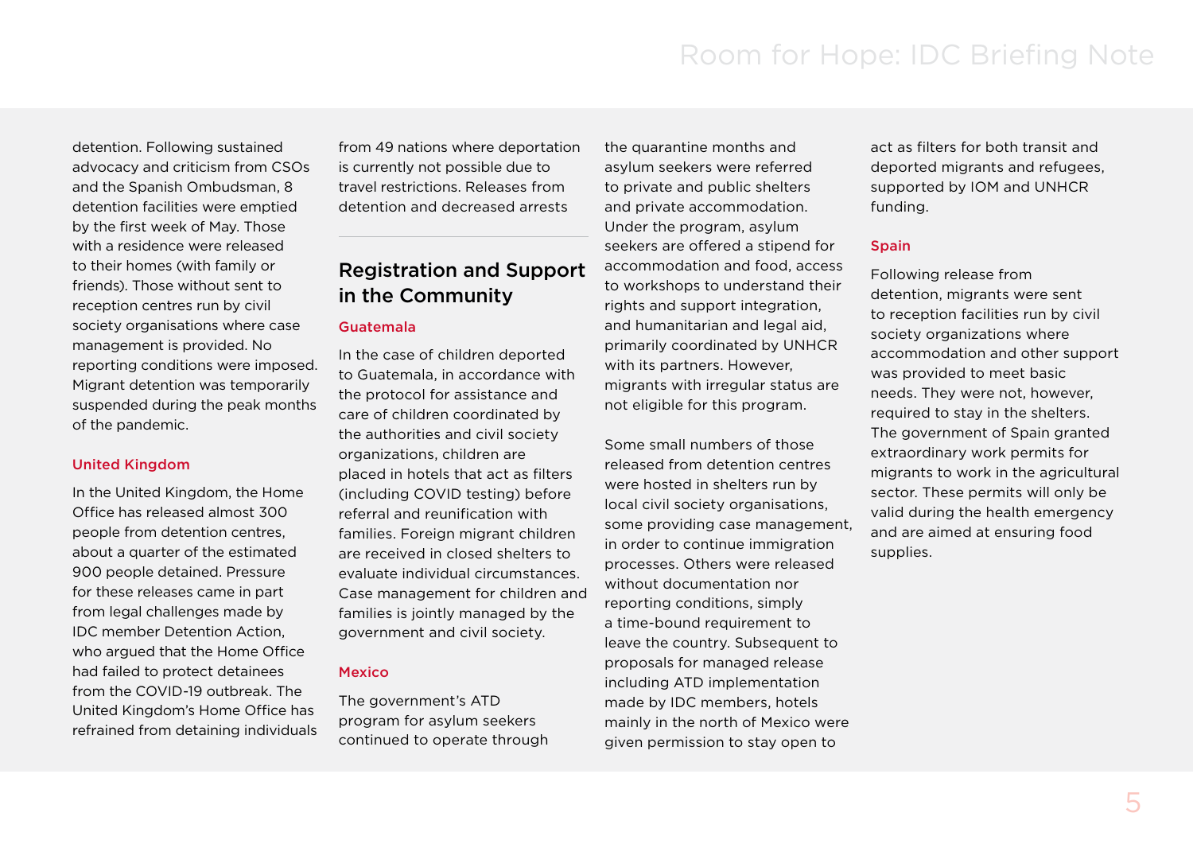detention. Following sustained advocacy and criticism from CSOs and the Spanish Ombudsman, 8 detention facilities were emptied by the first week of May. Those with a residence were released to their homes (with family or friends). Those without sent to reception centres run by civil society organisations where case management is provided. No reporting conditions were imposed. Migrant detention was temporarily suspended during the peak months of the pandemic.

### United Kingdom

In the United Kingdom, the Home Office has released almost 300 people from detention centres, about a quarter of the estimated 900 people detained. Pressure for these releases came in part from legal challenges made by IDC member Detention Action, who argued that the Home Office had failed to protect detainees from the COVID-19 outbreak. The United Kingdom's Home Office has refrained from detaining individuals from 49 nations where deportation is currently not possible due to travel restrictions. Releases from detention and decreased arrests

---

## Registration and Support in the Community

### Guatemala

In the case of children deported to Guatemala, in accordance with the protocol for assistance and care of children coordinated by the authorities and civil society organizations, children are placed in hotels that act as filters (including COVID testing) before referral and reunification with families. Foreign migrant children are received in closed shelters to evaluate individual circumstances. Case management for children and families is jointly managed by the government and civil society.

### Mexico

The government's ATD program for asylum seekers continued to operate through the quarantine months and asylum seekers were referred to private and public shelters and private accommodation. Under the program, asylum seekers are offered a stipend for accommodation and food, access to workshops to understand their rights and support integration, and humanitarian and legal aid, primarily coordinated by UNHCR with its partners. However, migrants with irregular status are not eligible for this program.

Some small numbers of those released from detention centres were hosted in shelters run by local civil society organisations, some providing case management, in order to continue immigration processes. Others were released without documentation nor reporting conditions, simply a time-bound requirement to leave the country. Subsequent to proposals for managed release including ATD implementation made by IDC members, hotels mainly in the north of Mexico were given permission to stay open to act as filters for both transit and deported migrants and refugees, supported by IOM and UNHCR funding.

### Spain

Following release from detention, migrants were sent to reception facilities run by civil society organizations where accommodation and other support was provided to meet basic needs. They were not, however, required to stay in the shelters. The government of Spain granted extraordinary work permits for migrants to work in the agricultural sector. These permits will only be valid during the health emergency and are aimed at ensuring food supplies.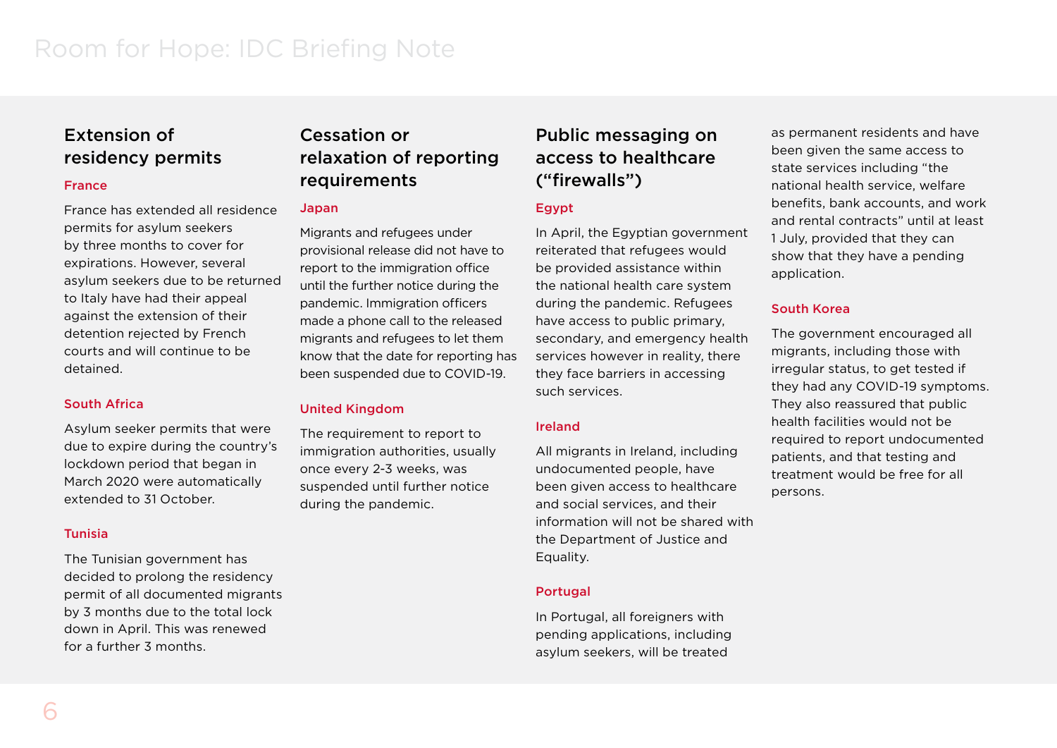## Extension of residency permits

### France

France has extended all residence permits for asylum seekers by three months to cover for expirations. However, several asylum seekers due to be returned to Italy have had their appeal against the extension of their detention rejected by French courts and will continue to be detained.

### South Africa

Asylum seeker permits that were due to expire during the country's lockdown period that began in March 2020 were automatically extended to 31 October.

### Tunisia

The Tunisian government has decided to prolong the residency permit of all documented migrants by 3 months due to the total lock down in April. This was renewed for a further 3 months.

## Cessation or relaxation of reporting requirements

### Japan

Migrants and refugees under provisional release did not have to report to the immigration office until the further notice during the pandemic. Immigration officers made a phone call to the released migrants and refugees to let them know that the date for reporting has been suspended due to COVID-19.

### United Kingdom

The requirement to report to immigration authorities, usually once every 2-3 weeks, was suspended until further notice during the pandemic.

## Public messaging on access to healthcare ("firewalls")

### Egypt

In April, the Egyptian government reiterated that refugees would be provided assistance within the national health care system during the pandemic. Refugees have access to public primary, secondary, and emergency health services however in reality, there they face barriers in accessing such services.

### Ireland

All migrants in Ireland, including undocumented people, have been given access to healthcare and social services, and their information will not be shared with the Department of Justice and Equality.

### Portugal

In Portugal, all foreigners with pending applications, including asylum seekers, will be treated as permanent residents and have been given the same access to state services including "the national health service, welfare benefits, bank accounts, and work and rental contracts" until at least 1 July, provided that they can show that they have a pending application.

### South Korea

The government encouraged all migrants, including those with irregular status, to get tested if they had any COVID-19 symptoms. They also reassured that public health facilities would not be required to report undocumented patients, and that testing and treatment would be free for all persons.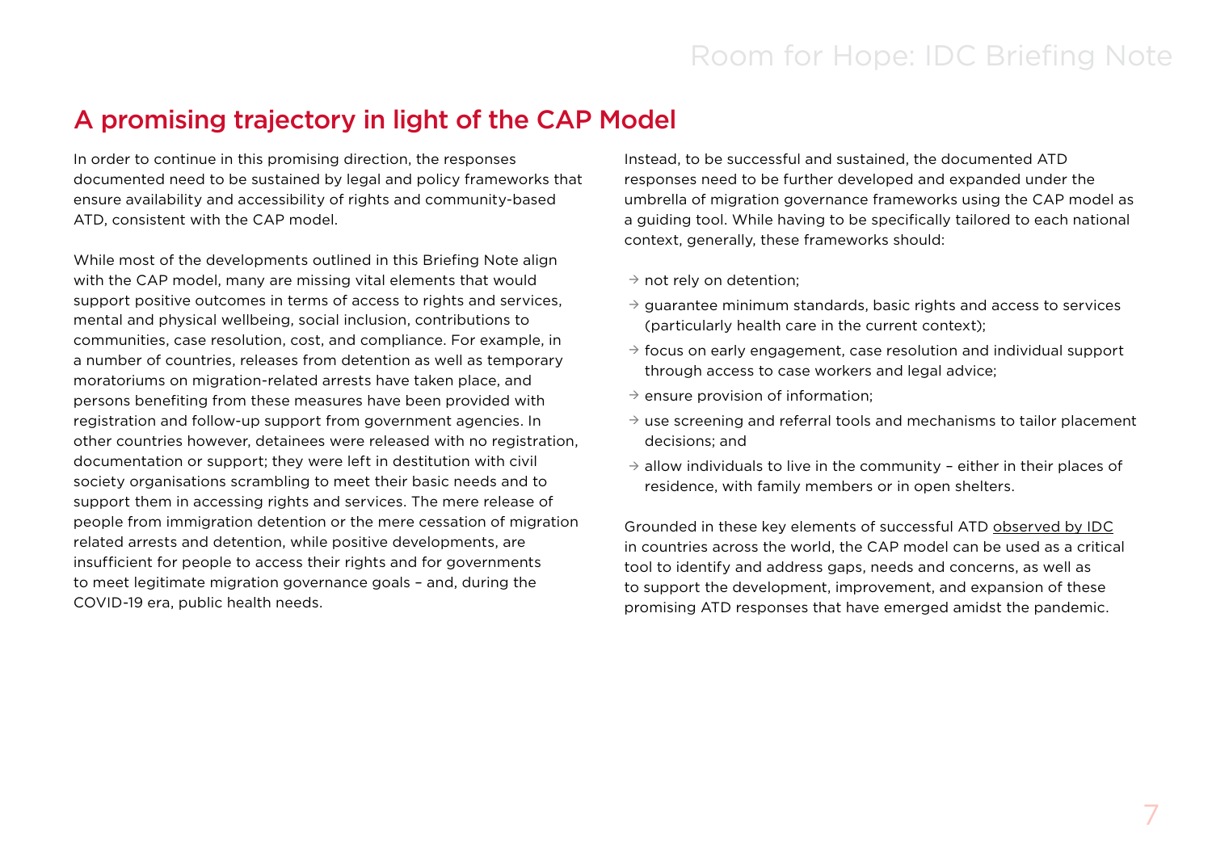## A promising trajectory in light of the CAP Model

In order to continue in this promising direction, the responses documented need to be sustained by legal and policy frameworks that ensure availability and accessibility of rights and community-based ATD, consistent with the CAP model.

While most of the developments outlined in this Briefing Note align with the CAP model, many are missing vital elements that would support positive outcomes in terms of access to rights and services, mental and physical wellbeing, social inclusion, contributions to communities, case resolution, cost, and compliance. For example, in a number of countries, releases from detention as well as temporary moratoriums on migration-related arrests have taken place, and persons benefiting from these measures have been provided with registration and follow-up support from government agencies. In other countries however, detainees were released with no registration, documentation or support; they were left in destitution with civil society organisations scrambling to meet their basic needs and to support them in accessing rights and services. The mere release of people from immigration detention or the mere cessation of migration related arrests and detention, while positive developments, are insufficient for people to access their rights and for governments to meet legitimate migration governance goals – and, during the COVID-19 era, public health needs.

Instead, to be successful and sustained, the documented ATD responses need to be further developed and expanded under the umbrella of migration governance frameworks using the CAP model as a guiding tool. While having to be specifically tailored to each national context, generally, these frameworks should:

- not rely on detention;
- guarantee minimum standards, basic rights and access to services (particularly health care in the current context);
- focus on early engagement, case resolution and individual support through access to case workers and legal advice;
- ensure provision of information;
- use screening and referral tools and mechanisms to tailor placement decisions; and
- allow individuals to live in the community – either in their places of residence, with family members or in open shelters.

Grounded in these key elements of successful ATD observed by IDC in countries across the world, the CAP model can be used as a critical tool to identify and address gaps, needs and concerns, as well as to support the development, improvement, and expansion of these promising ATD responses that have emerged amidst the pandemic.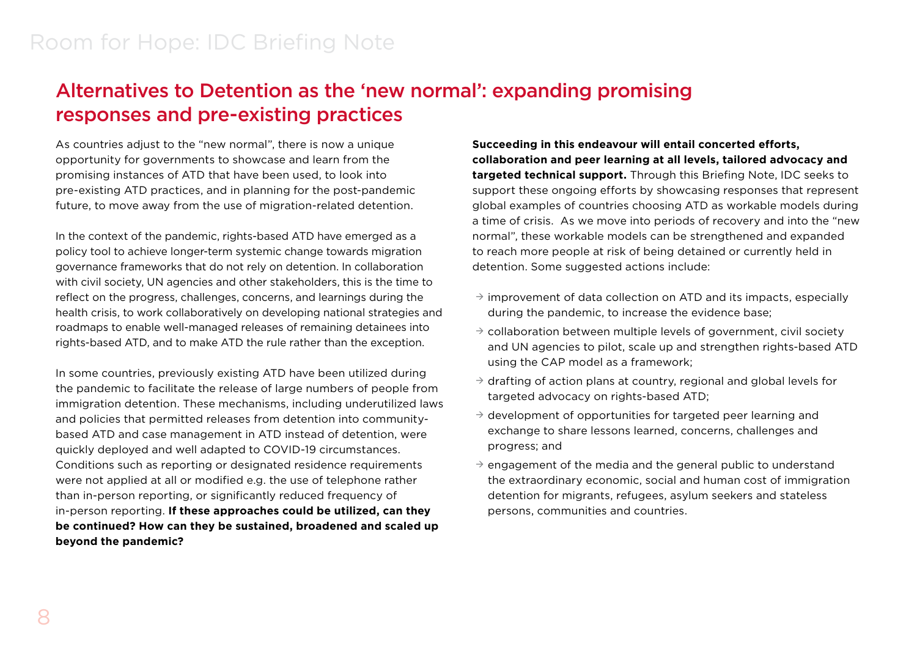## Alternatives to Detention as the 'new normal': expanding promising responses and pre-existing practices

As countries adjust to the "new normal", there is now a unique opportunity for governments to showcase and learn from the promising instances of ATD that have been used, to look into pre-existing ATD practices, and in planning for the post-pandemic future, to move away from the use of migration-related detention.

In the context of the pandemic, rights-based ATD have emerged as a policy tool to achieve longer-term systemic change towards migration governance frameworks that do not rely on detention. In collaboration with civil society, UN agencies and other stakeholders, this is the time to reflect on the progress, challenges, concerns, and learnings during the health crisis, to work collaboratively on developing national strategies and roadmaps to enable well-managed releases of remaining detainees into rights-based ATD, and to make ATD the rule rather than the exception.

In some countries, previously existing ATD have been utilized during the pandemic to facilitate the release of large numbers of people from immigration detention. These mechanisms, including underutilized laws and policies that permitted releases from detention into community-based ATD and case management in ATD instead of detention, were quickly deployed and well adapted to COVID-19 circumstances. Conditions such as reporting or designated residence requirements were not applied at all or modified e.g. the use of telephone rather than in-person reporting, or significantly reduced frequency of in-person reporting. **If these approaches could be utilized, can they be continued? How can they be sustained, broadened and scaled up beyond the pandemic?**

**Succeeding in this endeavour will entail concerted efforts, collaboration and peer learning at all levels, tailored advocacy and targeted technical support.** Through this Briefing Note, IDC seeks to support these ongoing efforts by showcasing responses that represent global examples of countries choosing ATD as workable models during a time of crisis. As we move into periods of recovery and into the "new normal", these workable models can be strengthened and expanded to reach more people at risk of being detained or currently held in detention. Some suggested actions include:

- improvement of data collection on ATD and its impacts, especially during the pandemic, to increase the evidence base;
- collaboration between multiple levels of government, civil society and UN agencies to pilot, scale up and strengthen rights-based ATD using the CAP model as a framework;
- drafting of action plans at country, regional and global levels for targeted advocacy on rights-based ATD;
- development of opportunities for targeted peer learning and exchange to share lessons learned, concerns, challenges and progress; and
- engagement of the media and the general public to understand the extraordinary economic, social and human cost of immigration detention for migrants, refugees, asylum seekers and stateless persons, communities and countries.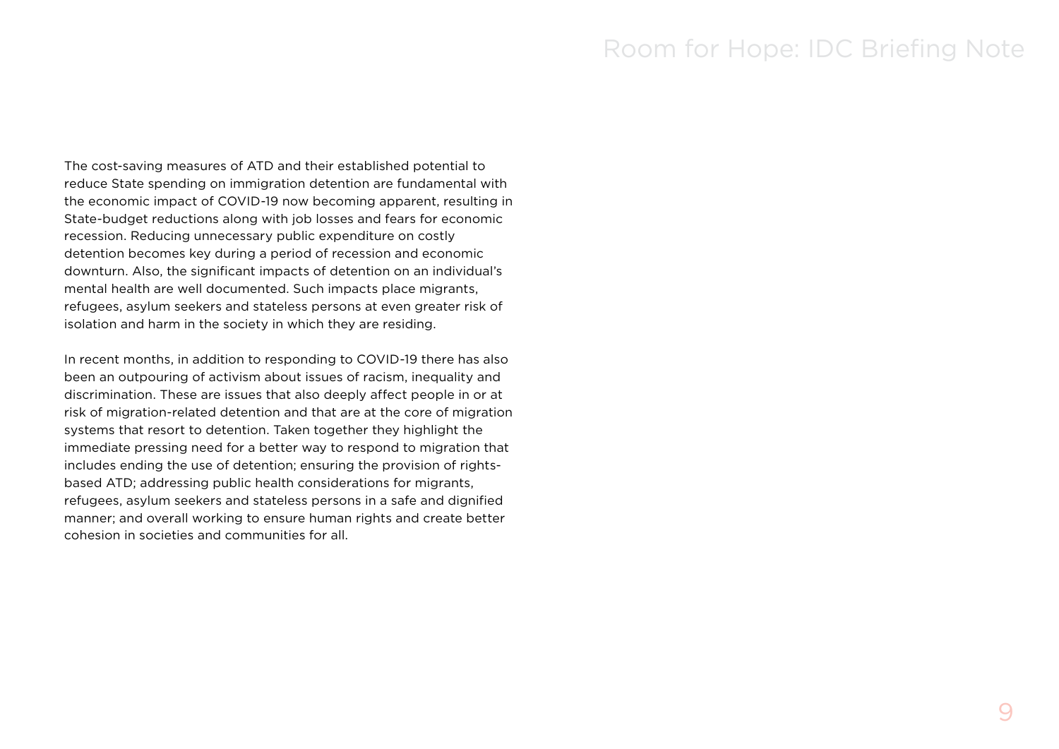The cost-saving measures of ATD and their established potential to reduce State spending on immigration detention are fundamental with the economic impact of COVID-19 now becoming apparent, resulting in State-budget reductions along with job losses and fears for economic recession. Reducing unnecessary public expenditure on costly detention becomes key during a period of recession and economic downturn. Also, the significant impacts of detention on an individual's mental health are well documented. Such impacts place migrants, refugees, asylum seekers and stateless persons at even greater risk of isolation and harm in the society in which they are residing.

In recent months, in addition to responding to COVID-19 there has also been an outpouring of activism about issues of racism, inequality and discrimination. These are issues that also deeply affect people in or at risk of migration-related detention and that are at the core of migration systems that resort to detention. Taken together they highlight the immediate pressing need for a better way to respond to migration that includes ending the use of detention; ensuring the provision of rights-based ATD; addressing public health considerations for migrants, refugees, asylum seekers and stateless persons in a safe and dignified manner; and overall working to ensure human rights and create better cohesion in societies and communities for all.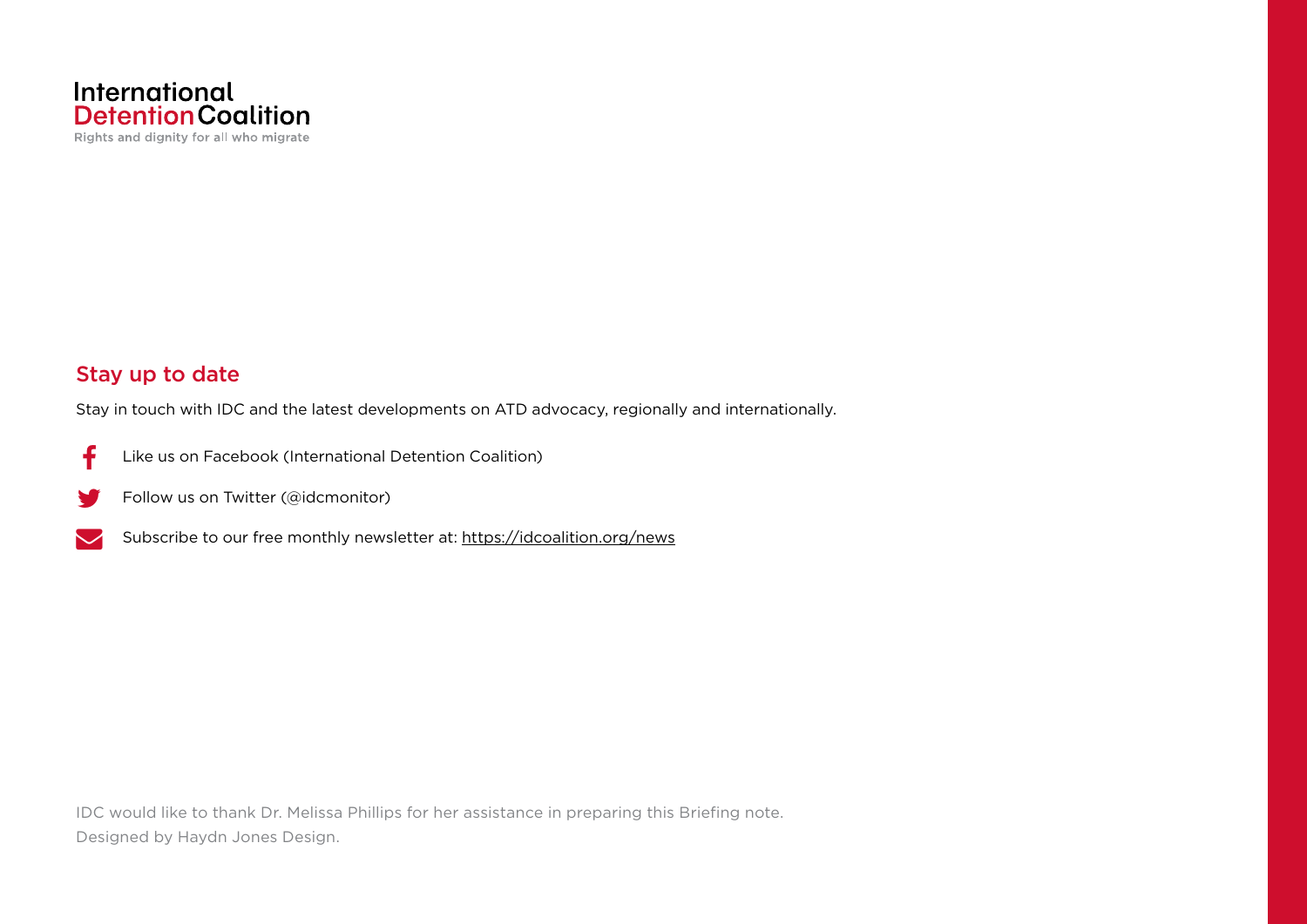International
Detention Coalition
Rights and dignity for all who migrate

## Stay up to date

Stay in touch with IDC and the latest developments on ATD advocacy, regionally and internationally.

- Like us on Facebook (International Detention Coalition)
- Follow us on Twitter (@idcmonitor)
- Subscribe to our free monthly newsletter at: https://idcoalition.org/news

IDC would like to thank Dr. Melissa Phillips for her assistance in preparing this Briefing note.
Designed by Haydn Jones Design.